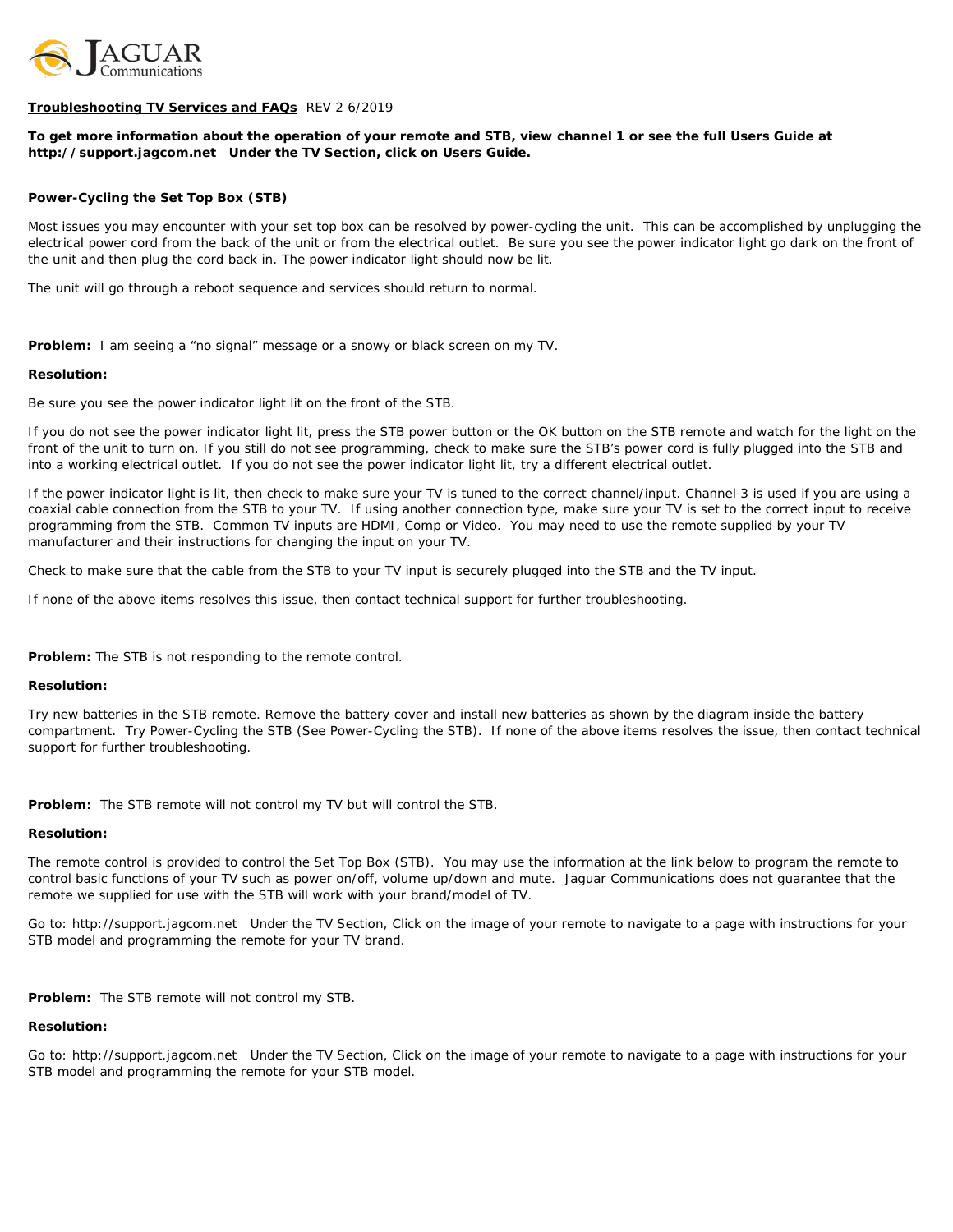JAGUAR Communications

**Troubleshooting TV Services and FAQs** REV 2 6/2019

**To get more information about the operation of your remote and STB, view channel 1 or see the full Users Guide at http://support.jagcom.net Under the TV Section, click on Users Guide.**

**Power-Cycling the Set Top Box (STB)**

Most issues you may encounter with your set top box can be resolved by power-cycling the unit. This can be accomplished by unplugging the electrical power cord from the back of the unit or from the electrical outlet. Be sure you see the power indicator light go dark on the front of the unit and then plug the cord back in. The power indicator light should now be lit.

The unit will go through a reboot sequence and services should return to normal.

**Problem:** I am seeing a "no signal" message or a snowy or black screen on my TV.

**Resolution:**

Be sure you see the power indicator light lit on the front of the STB.

If you do not see the power indicator light lit, press the STB power button or the OK button on the STB remote and watch for the light on the front of the unit to turn on. If you still do not see programming, check to make sure the STB's power cord is fully plugged into the STB and into a working electrical outlet. If you do not see the power indicator light lit, try a different electrical outlet.

If the power indicator light is lit, then check to make sure your TV is tuned to the correct channel/input. Channel 3 is used if you are using a coaxial cable connection from the STB to your TV. If using another connection type, make sure your TV is set to the correct input to receive programming from the STB. Common TV inputs are HDMI, Comp or Video. You may need to use the remote supplied by your TV manufacturer and their instructions for changing the input on your TV.

Check to make sure that the cable from the STB to your TV input is securely plugged into the STB and the TV input.

If none of the above items resolves this issue, then contact technical support for further troubleshooting.

**Problem:** The STB is not responding to the remote control.

**Resolution:**

Try new batteries in the STB remote. Remove the battery cover and install new batteries as shown by the diagram inside the battery compartment. Try Power-Cycling the STB (See Power-Cycling the STB). If none of the above items resolves the issue, then contact technical support for further troubleshooting.

**Problem:** The STB remote will not control my TV but will control the STB.

**Resolution:**

The remote control is provided to control the Set Top Box (STB). You may use the information at the link below to program the remote to control basic functions of your TV such as power on/off, volume up/down and mute. Jaguar Communications does not guarantee that the remote we supplied for use with the STB will work with your brand/model of TV.

Go to: http://support.jagcom.net Under the TV Section, Click on the image of your remote to navigate to a page with instructions for your STB model and programming the remote for your TV brand.

**Problem:** The STB remote will not control my STB.

**Resolution:**

Go to: http://support.jagcom.net Under the TV Section, Click on the image of your remote to navigate to a page with instructions for your STB model and programming the remote for your STB model.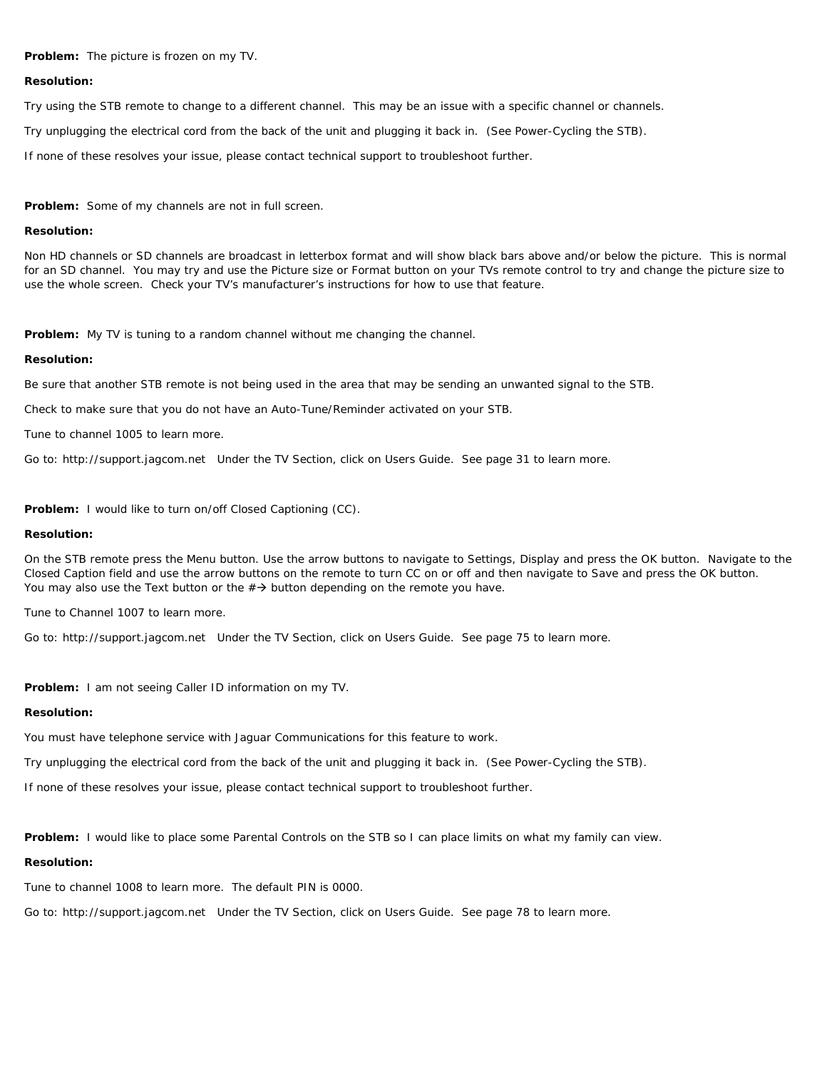**Problem:** The picture is frozen on my TV.

**Resolution:**

Try using the STB remote to change to a different channel. This may be an issue with a specific channel or channels.

Try unplugging the electrical cord from the back of the unit and plugging it back in. (See Power-Cycling the STB).

If none of these resolves your issue, please contact technical support to troubleshoot further.

**Problem:** Some of my channels are not in full screen.

**Resolution:**

Non HD channels or SD channels are broadcast in letterbox format and will show black bars above and/or below the picture. This is normal for an SD channel. You may try and use the Picture size or Format button on your TVs remote control to try and change the picture size to use the whole screen. Check your TV's manufacturer's instructions for how to use that feature.

**Problem:** My TV is tuning to a random channel without me changing the channel.

**Resolution:**

Be sure that another STB remote is not being used in the area that may be sending an unwanted signal to the STB.

Check to make sure that you do not have an Auto-Tune/Reminder activated on your STB.

Tune to channel 1005 to learn more.

Go to: http://support.jagcom.net Under the TV Section, click on Users Guide. See page 31 to learn more.

**Problem:** I would like to turn on/off Closed Captioning (CC).

**Resolution:**

On the STB remote press the Menu button. Use the arrow buttons to navigate to Settings, Display and press the OK button. Navigate to the Closed Caption field and use the arrow buttons on the remote to turn CC on or off and then navigate to Save and press the OK button. You may also use the Text button or the #→ button depending on the remote you have.

Tune to Channel 1007 to learn more.

Go to: http://support.jagcom.net Under the TV Section, click on Users Guide. See page 75 to learn more.

**Problem:** I am not seeing Caller ID information on my TV.

**Resolution:**

You must have telephone service with Jaguar Communications for this feature to work.

Try unplugging the electrical cord from the back of the unit and plugging it back in. (See Power-Cycling the STB).

If none of these resolves your issue, please contact technical support to troubleshoot further.

**Problem:** I would like to place some Parental Controls on the STB so I can place limits on what my family can view.

**Resolution:**

Tune to channel 1008 to learn more. The default PIN is 0000.

Go to: http://support.jagcom.net Under the TV Section, click on Users Guide. See page 78 to learn more.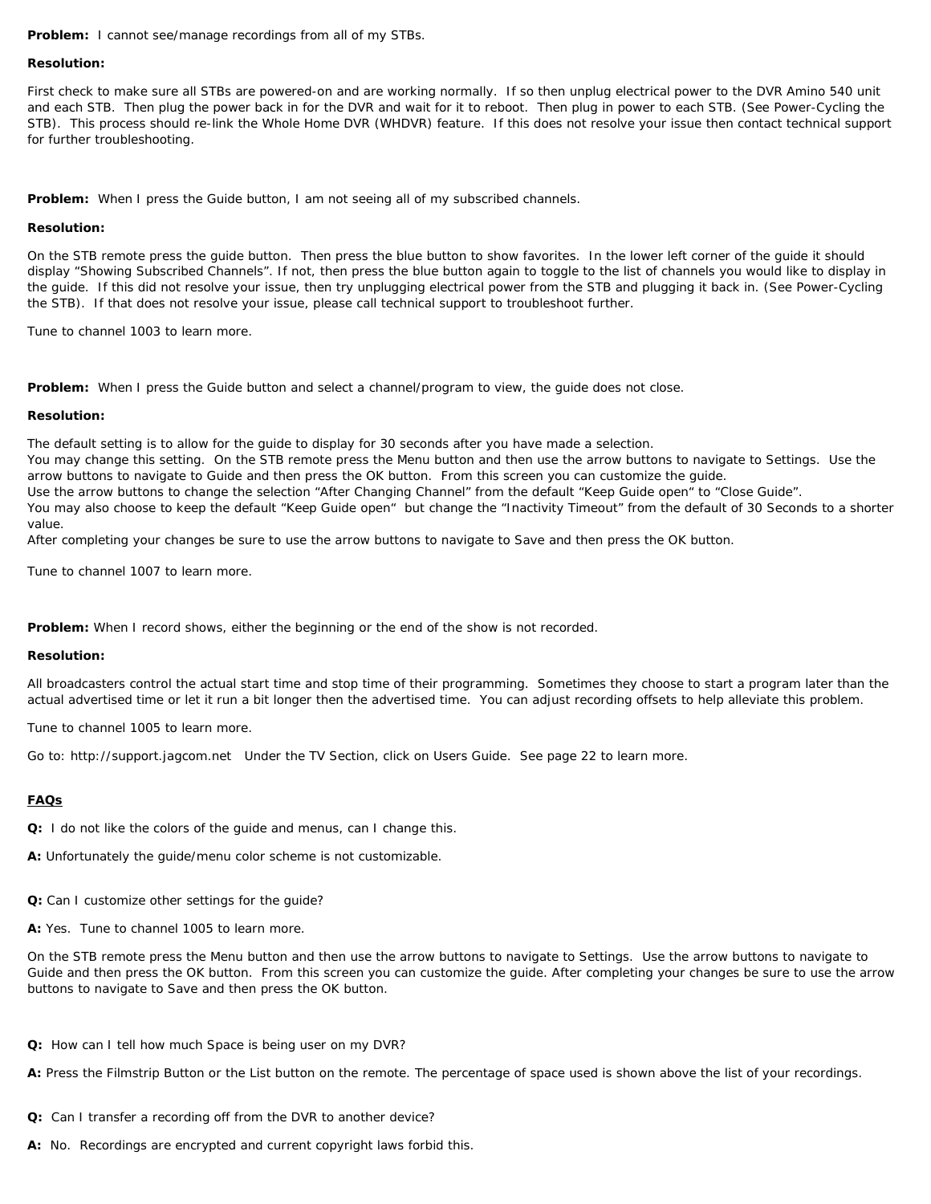**Problem:** I cannot see/manage recordings from all of my STBs.

**Resolution:**

First check to make sure all STBs are powered-on and are working normally. If so then unplug electrical power to the DVR Amino 540 unit and each STB. Then plug the power back in for the DVR and wait for it to reboot. Then plug in power to each STB. (See Power-Cycling the STB). This process should re-link the Whole Home DVR (WHDVR) feature. If this does not resolve your issue then contact technical support for further troubleshooting.

**Problem:** When I press the Guide button, I am not seeing all of my subscribed channels.

**Resolution:**

On the STB remote press the guide button. Then press the blue button to show favorites. In the lower left corner of the guide it should display "Showing Subscribed Channels". If not, then press the blue button again to toggle to the list of channels you would like to display in the guide. If this did not resolve your issue, then try unplugging electrical power from the STB and plugging it back in. (See Power-Cycling the STB). If that does not resolve your issue, please call technical support to troubleshoot further.

Tune to channel 1003 to learn more.

**Problem:** When I press the Guide button and select a channel/program to view, the guide does not close.

**Resolution:**

The default setting is to allow for the guide to display for 30 seconds after you have made a selection.
You may change this setting. On the STB remote press the Menu button and then use the arrow buttons to navigate to Settings. Use the arrow buttons to navigate to Guide and then press the OK button. From this screen you can customize the guide.
Use the arrow buttons to change the selection "After Changing Channel" from the default "Keep Guide open" to "Close Guide".
You may also choose to keep the default "Keep Guide open" but change the "Inactivity Timeout" from the default of 30 Seconds to a shorter value.
After completing your changes be sure to use the arrow buttons to navigate to Save and then press the OK button.

Tune to channel 1007 to learn more.

**Problem:** When I record shows, either the beginning or the end of the show is not recorded.

**Resolution:**

All broadcasters control the actual start time and stop time of their programming. Sometimes they choose to start a program later than the actual advertised time or let it run a bit longer then the advertised time. You can adjust recording offsets to help alleviate this problem.

Tune to channel 1005 to learn more.

Go to: http://support.jagcom.net Under the TV Section, click on Users Guide. See page 22 to learn more.

## FAQs

**Q:** I do not like the colors of the guide and menus, can I change this.

**A:** Unfortunately the guide/menu color scheme is not customizable.

**Q:** Can I customize other settings for the guide?

**A:** Yes. Tune to channel 1005 to learn more.

On the STB remote press the Menu button and then use the arrow buttons to navigate to Settings. Use the arrow buttons to navigate to Guide and then press the OK button. From this screen you can customize the guide. After completing your changes be sure to use the arrow buttons to navigate to Save and then press the OK button.

**Q:** How can I tell how much Space is being user on my DVR?

**A:** Press the Filmstrip Button or the List button on the remote. The percentage of space used is shown above the list of your recordings.

**Q:** Can I transfer a recording off from the DVR to another device?

**A:** No. Recordings are encrypted and current copyright laws forbid this.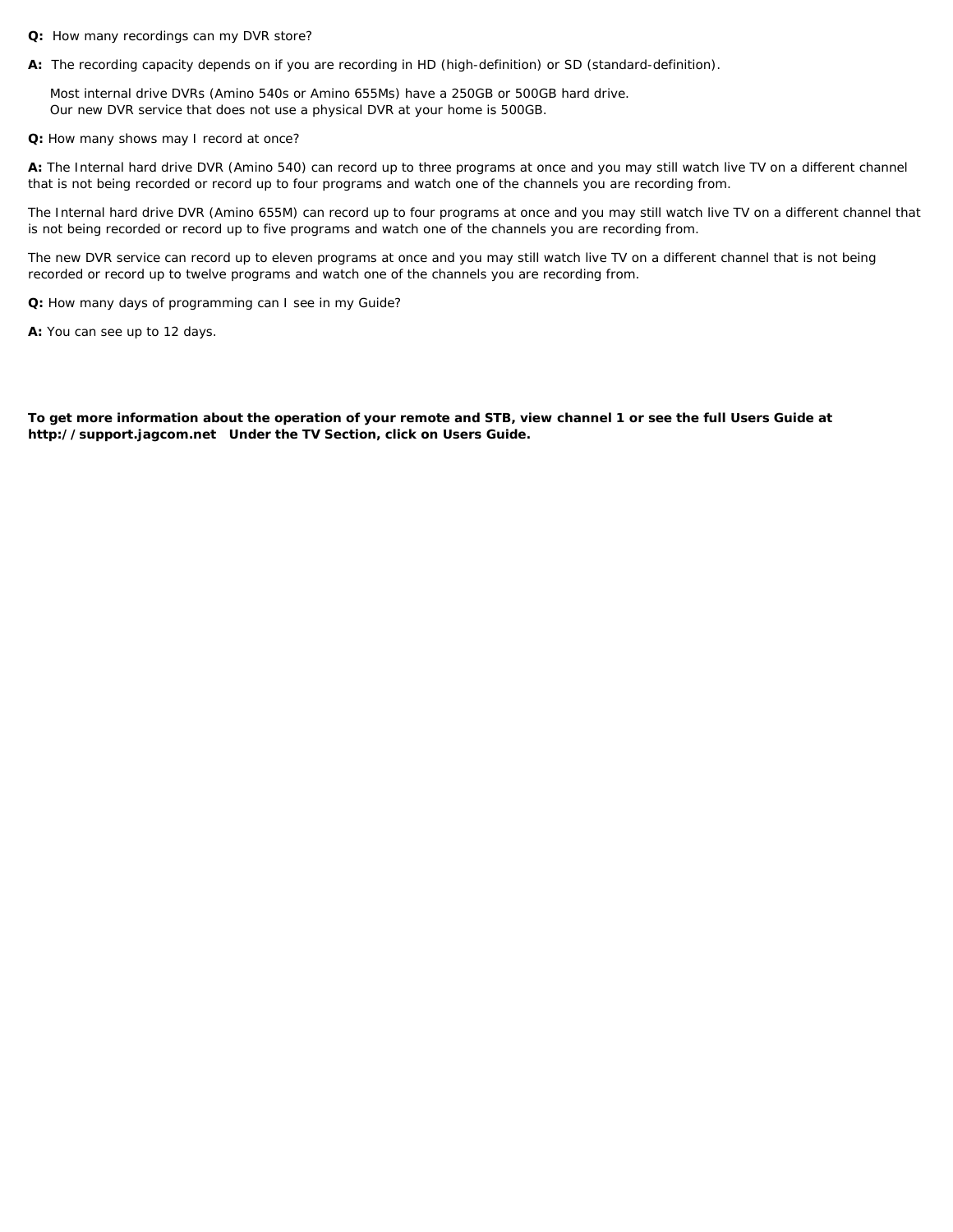**Q:** How many recordings can my DVR store?

**A:** The recording capacity depends on if you are recording in HD (high-definition) or SD (standard-definition).

Most internal drive DVRs (Amino 540s or Amino 655Ms) have a 250GB or 500GB hard drive.
Our new DVR service that does not use a physical DVR at your home is 500GB.

**Q:** How many shows may I record at once?

**A:** The Internal hard drive DVR (Amino 540) can record up to three programs at once and you may still watch live TV on a different channel that is not being recorded or record up to four programs and watch one of the channels you are recording from.

The Internal hard drive DVR (Amino 655M) can record up to four programs at once and you may still watch live TV on a different channel that is not being recorded or record up to five programs and watch one of the channels you are recording from.

The new DVR service can record up to eleven programs at once and you may still watch live TV on a different channel that is not being recorded or record up to twelve programs and watch one of the channels you are recording from.

**Q:** How many days of programming can I see in my Guide?

**A:** You can see up to 12 days.

**To get more information about the operation of your remote and STB, view channel 1 or see the full Users Guide at http://support.jagcom.net Under the TV Section, click on Users Guide.**